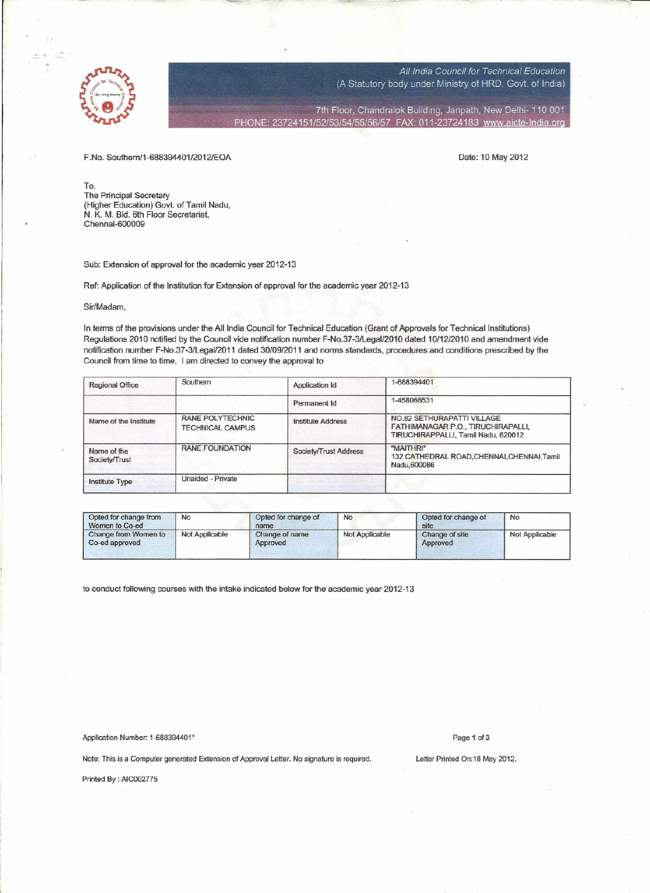All India Council for Technical Education
(A Statutory body under Ministry of HRD, Govt. of India)

7th Floor, Chandralok Building, Janpath, New Delhi- 110 001
PHONE: 23724151/52/53/54/55/56/57 FAX: 011-23724183 www.aicte-India.org

F.No. Southern/1-688394401/2012/EOA

Date: 10 May 2012

To,
The Principal Secretary
(Higher Education) Govt. of Tamil Nadu,
N. K. M. Bld. 6th Floor Secretariat,
Chennai-600009

Sub: Extension of approval for the academic year 2012-13

Ref: Application of the Institution for Extension of approval for the academic year 2012-13

Sir/Madam,

In terms of the provisions under the All India Council for Technical Education (Grant of Approvals for Technical Institutions) Regulations 2010 notified by the Council vide notification number F-No.37-3/Legal/2010 dated 10/12/2010 and amendment vide notification number F-No.37-3/Legal/2011 dated 30/09/2011 and norms standards, procedures and conditions prescribed by the Council from time to time, I am directed to convey the approval to

| Regional Office | Southern | Application Id | 1-688394401 |
|---|---|---|---|
| | | Permanent Id | 1-458066531 |
| Name of the Institute | RANE POLYTECHNIC TECHNICAL CAMPUS | Institute Address | NO.82 SETHURAPATTI VILLAGE FATHIMANAGAR P.O., TIRUCHIRAPALLI, TIRUCHIRAPPALLI, Tamil Nadu, 620012 |
| Name of the Society/Trust | RANE FOUNDATION | Society/Trust Address | "MAITHRI" 132 CATHEDRAL ROAD,CHENNAI,CHENNAI,Tamil Nadu,600086 |
| Institute Type | Unaided - Private | | |

| Opted for change from Women to Co-ed | No | Opted for change of name | No | Opted for change of site | No |
|---|---|---|---|---|---|
| Change from Women to Co-ed approved | Not Applicable | Change of name Approved | Not Applicable | Change of site Approved | Not Applicable |

to conduct following courses with the intake indicated below for the academic year 2012-13

Application Number: 1-688394401*

Note: This is a Computer generated Extension of Approval Letter. No signature is required.

Letter Printed On:18 May 2012.

Printed By : AIC002775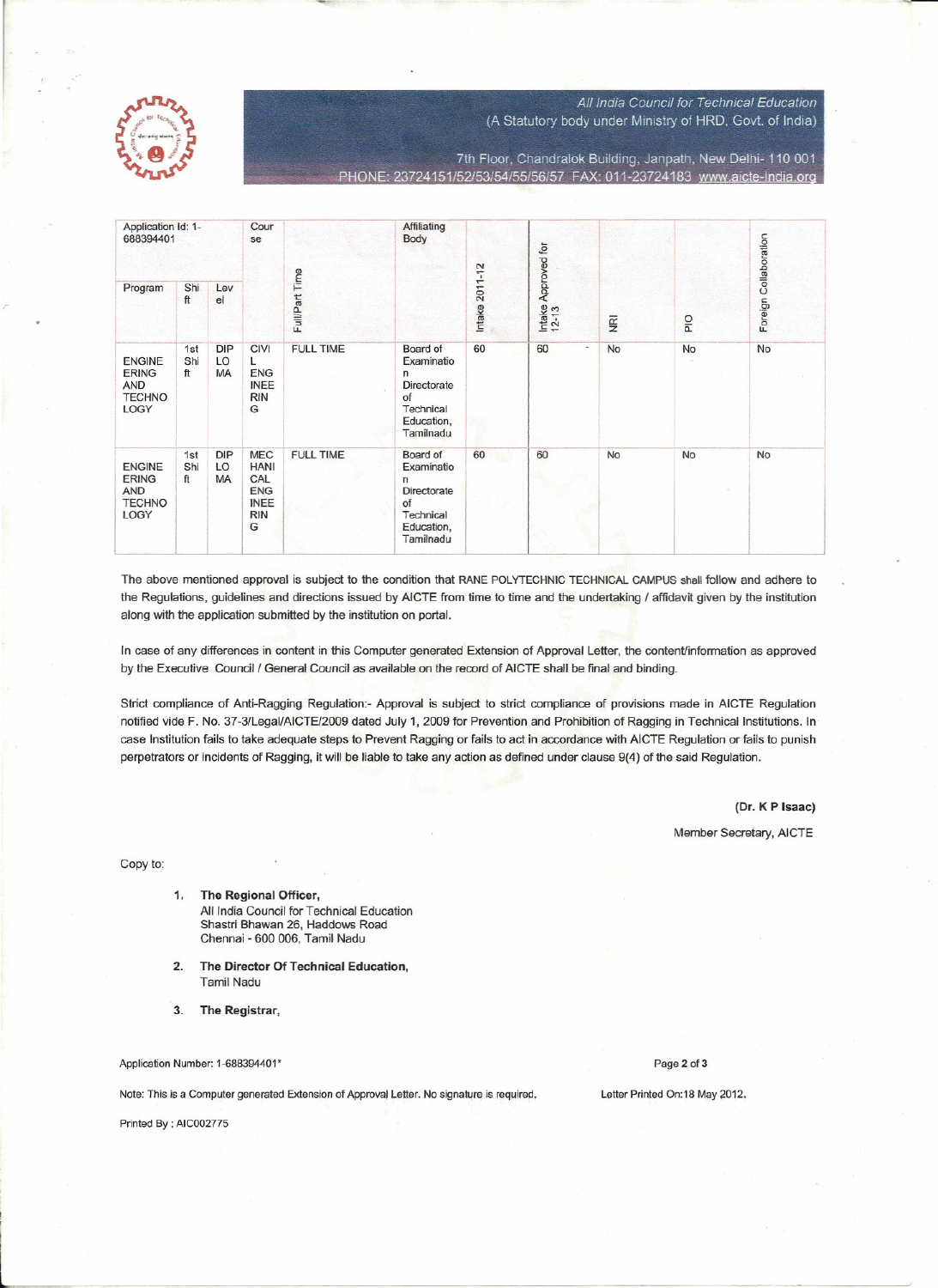All India Council for Technical Education
(A Statutory body under Ministry of HRD, Govt. of India)

7th Floor, Chandralok Building, Janpath, New Delhi- 110 001
PHONE: 23724151/52/53/54/55/56/57 FAX: 011-23724183 www.aicte-India.org

| Application Id: 1-688394401 | | | Course | Full/Part Time | Affiliating Body | Intake 2011-12 | Intake Approved for 12-13 | NRI | PIO | Foreign Collaboration |
|---|---|---|---|---|---|---|---|---|---|---|
| Program | Shift | Level | | | | | | | | |
| ENGINEERING AND TECHNOLOGY | 1st Shift | DIPLOMA | CIVIL ENGINEERING | FULL TIME | Board of Examination Directorate of Technical Education, Tamilnadu | 60 | 60 | No | No | No |
| ENGINEERING AND TECHNOLOGY | 1st Shift | DIPLOMA | MECHANICAL ENGINEERING | FULL TIME | Board of Examination Directorate of Technical Education, Tamilnadu | 60 | 60 | No | No | No |

The above mentioned approval is subject to the condition that RANE POLYTECHNIC TECHNICAL CAMPUS shall follow and adhere to the Regulations, guidelines and directions issued by AICTE from time to time and the undertaking / affidavit given by the institution along with the application submitted by the institution on portal.

In case of any differences in content in this Computer generated Extension of Approval Letter, the content/information as approved by the Executive Council / General Council as available on the record of AICTE shall be final and binding.

Strict compliance of Anti-Ragging Regulation:- Approval is subject to strict compliance of provisions made in AICTE Regulation notified vide F. No. 37-3/Legal/AICTE/2009 dated July 1, 2009 for Prevention and Prohibition of Ragging in Technical Institutions. In case Institution fails to take adequate steps to Prevent Ragging or fails to act in accordance with AICTE Regulation or fails to punish perpetrators or incidents of Ragging, it will be liable to take any action as defined under clause 9(4) of the said Regulation.

**(Dr. K P Isaac)**

Member Secretary, AICTE

Copy to:

1. **The Regional Officer,**
   All India Council for Technical Education
   Shastri Bhawan 26, Haddows Road
   Chennai - 600 006, Tamil Nadu

2. **The Director Of Technical Education,**
   Tamil Nadu

3. **The Registrar,**

Application Number: 1-688394401*

Note: This is a Computer generated Extension of Approval Letter. No signature is required.

Letter Printed On:18 May 2012.

Printed By : AIC002775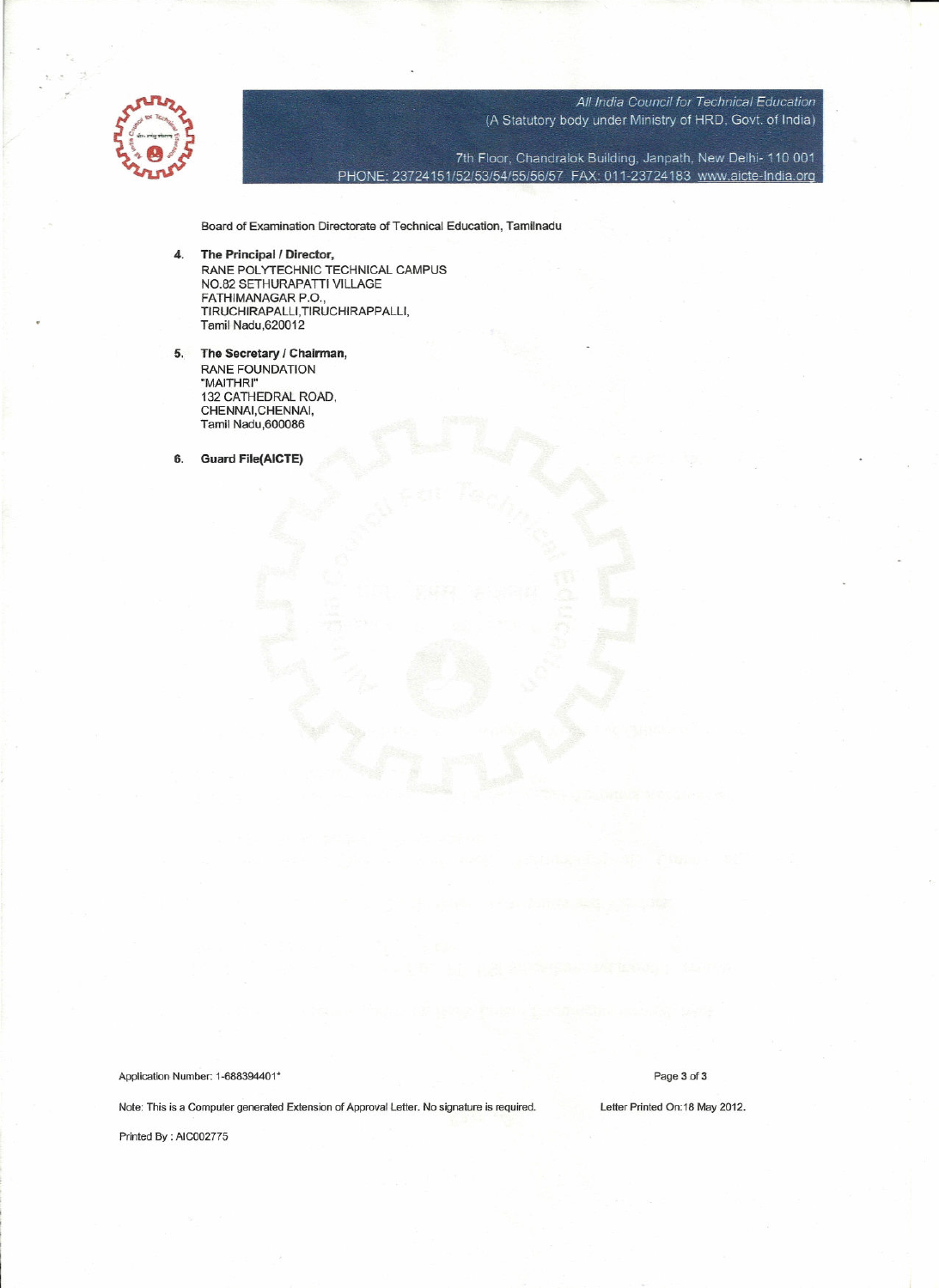Board of Examination Directorate of Technical Education, Tamilnadu

4. **The Principal / Director,**
   RANE POLYTECHNIC TECHNICAL CAMPUS
   NO.82 SETHURAPATTI VILLAGE
   FATHIMANAGAR P.O.,
   TIRUCHIRAPALLI,TIRUCHIRAPPALLI,
   Tamil Nadu,620012

5. **The Secretary / Chairman,**
   RANE FOUNDATION
   "MAITHRI"
   132 CATHEDRAL ROAD,
   CHENNAI,CHENNAI,
   Tamil Nadu,600086

6. **Guard File(AICTE)**

Application Number: 1-688394401*

Note: This is a Computer generated Extension of Approval Letter. No signature is required.

Letter Printed On:18 May 2012.

Printed By : AIC002775